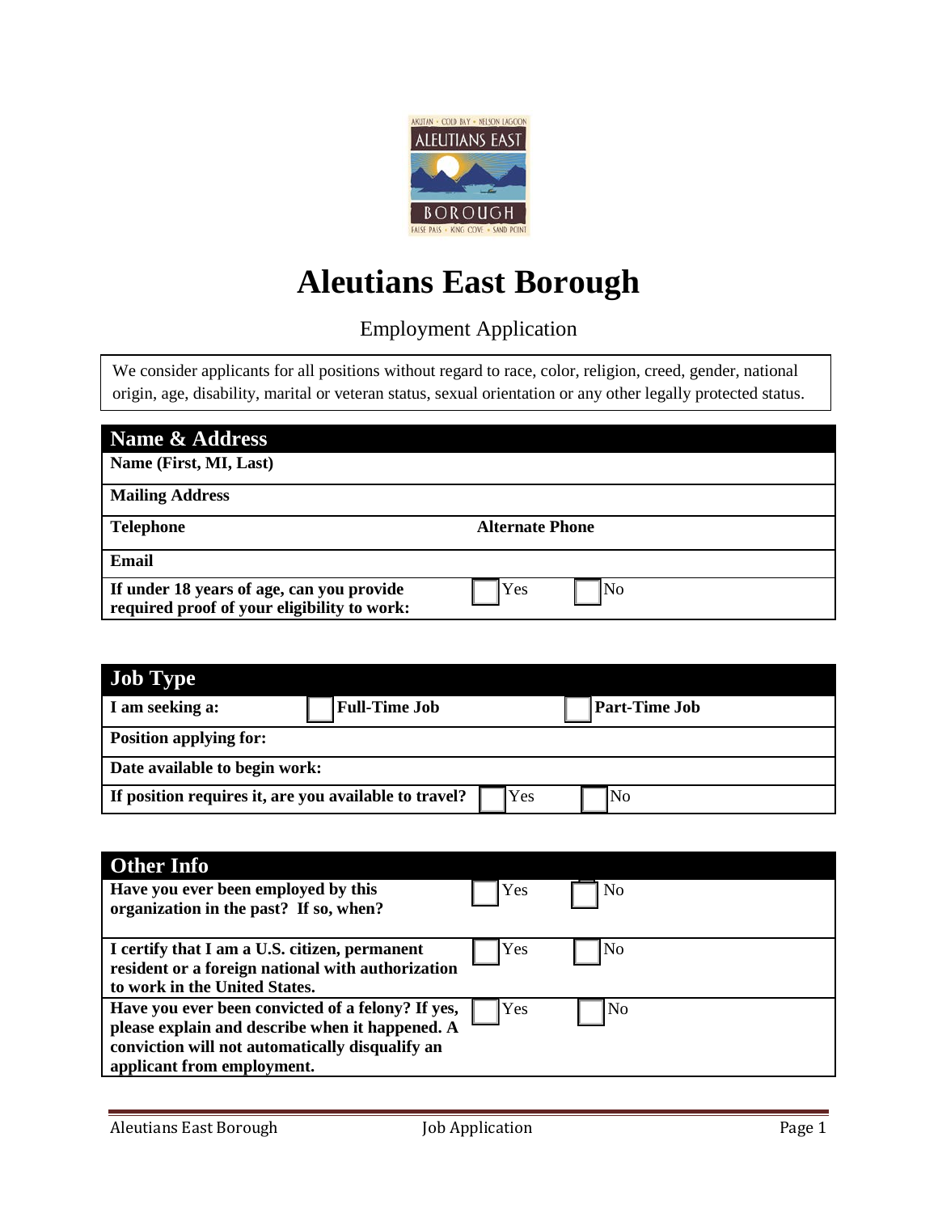# Aleutians East Borough

Employment Application

We consider applicants for all positions without regard to race, color, religion, creed, gender, national origin, age, disability, marital or veteran status, sexual orientation or any other legally protected status.

| **Name & Address** | | |
|---|---|---|
| **Name (First, MI, Last)** | | |
| **Mailing Address** | | |
| **Telephone** | **Alternate Phone** | |
| **Email** | | |
| **If under 18 years of age, can you provide required proof of your eligibility to work:** | ☐ Yes | ☐ No |

| **Job Type** | | |
|---|---|---|
| **I am seeking a:** | ☐ **Full-Time Job** | ☐ **Part-Time Job** |
| **Position applying for:** | | |
| **Date available to begin work:** | | |
| **If position requires it, are you available to travel?** | ☐ Yes | ☐ No |

| **Other Info** | | |
|---|---|---|
| **Have you ever been employed by this organization in the past? If so, when?** | ☐ Yes | ☐ No |
| **I certify that I am a U.S. citizen, permanent resident or a foreign national with authorization to work in the United States.** | ☐ Yes | ☐ No |
| **Have you ever been convicted of a felony? If yes, please explain and describe when it happened. A conviction will not automatically disqualify an applicant from employment.** | ☐ Yes | ☐ No |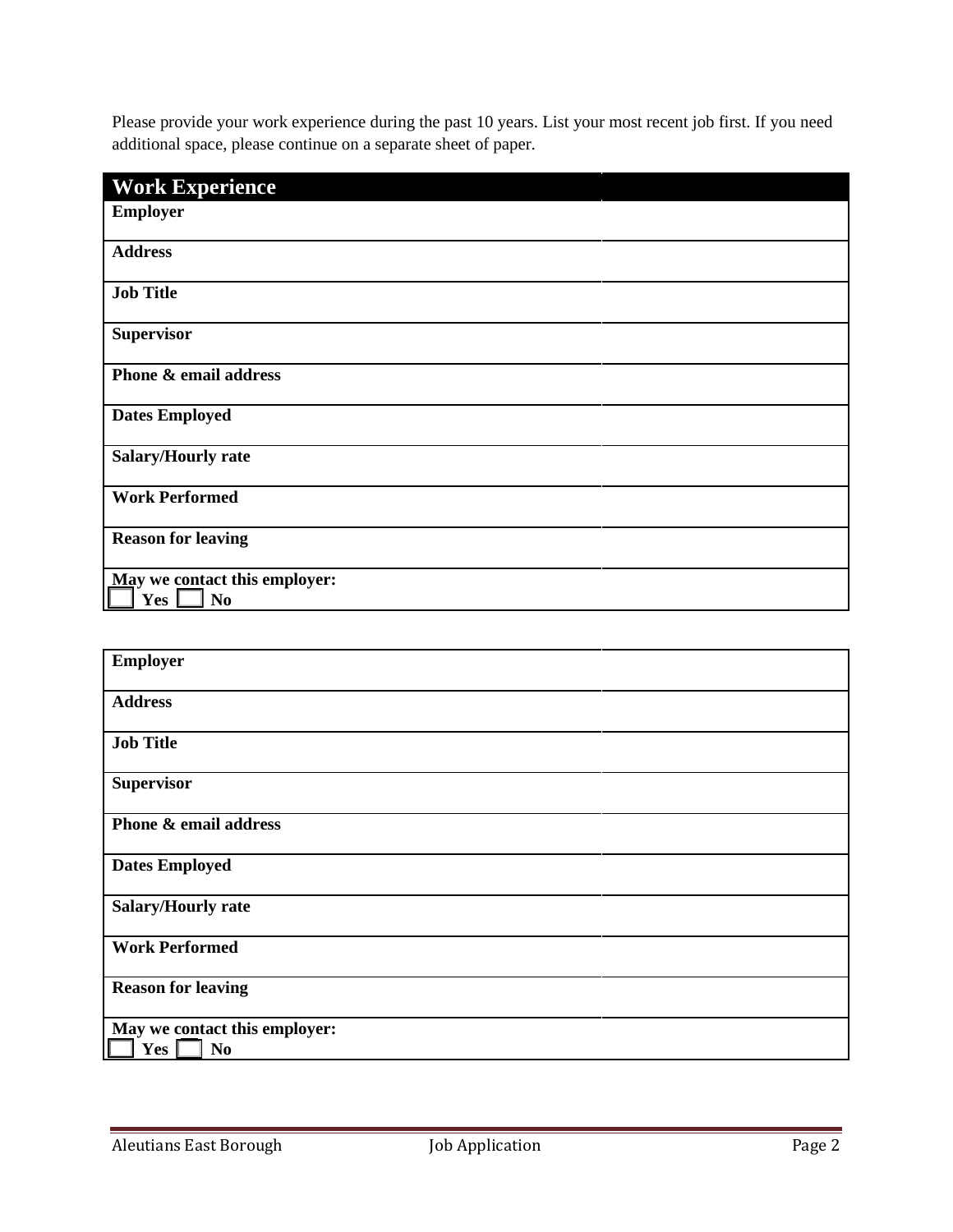Please provide your work experience during the past 10 years. List your most recent job first. If you need additional space, please continue on a separate sheet of paper.

| **Work Experience** | |
| --- | --- |
| **Employer** | |
| **Address** | |
| **Job Title** | |
| **Supervisor** | |
| **Phone & email address** | |
| **Dates Employed** | |
| **Salary/Hourly rate** | |
| **Work Performed** | |
| **Reason for leaving** | |
| **May we contact this employer:** ☐ **Yes** ☐ **No** | |

| **Employer** | |
| --- | --- |
| **Address** | |
| **Job Title** | |
| **Supervisor** | |
| **Phone & email address** | |
| **Dates Employed** | |
| **Salary/Hourly rate** | |
| **Work Performed** | |
| **Reason for leaving** | |
| **May we contact this employer:** ☐ **Yes** ☐ **No** | |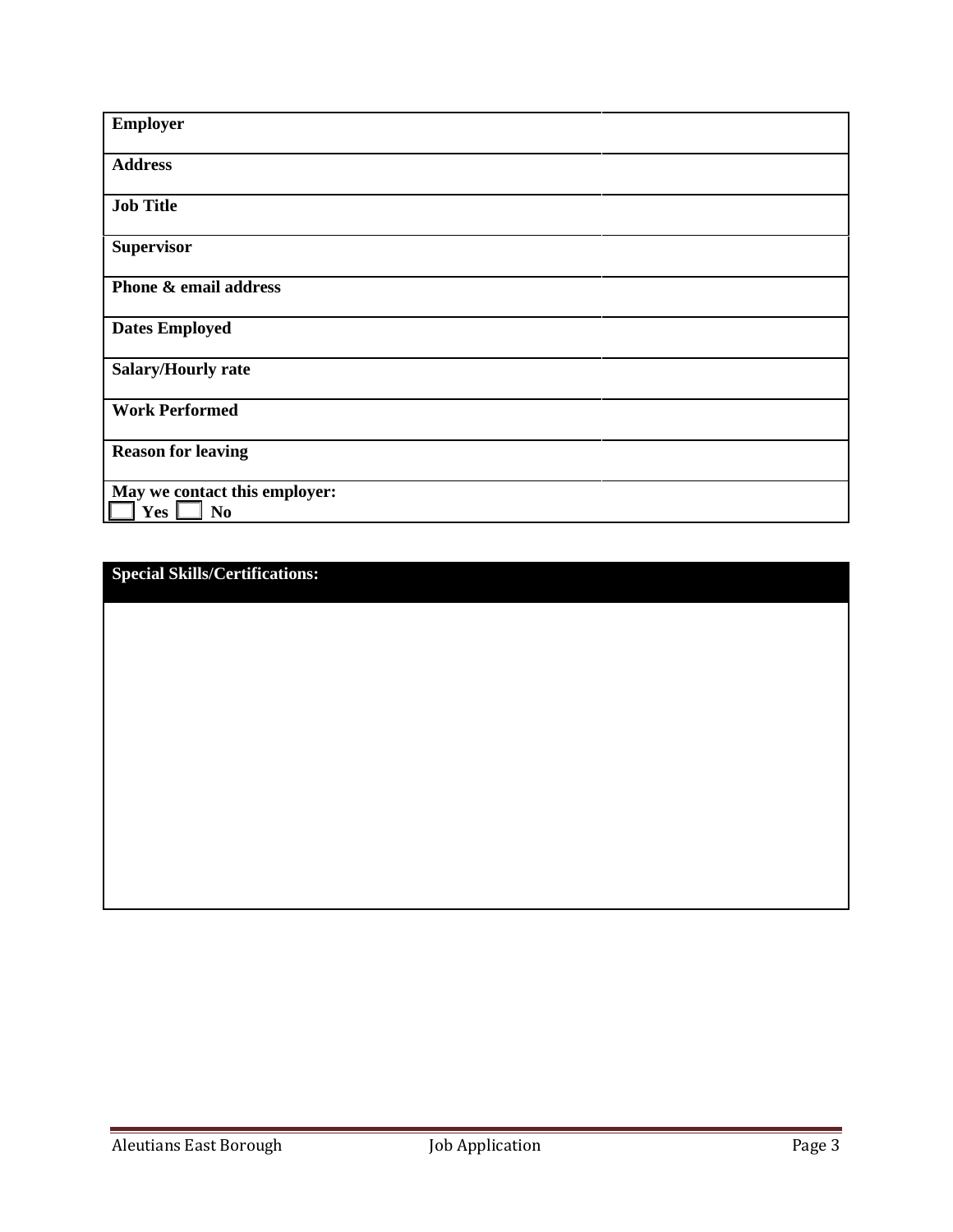| **Employer** | |
|---|---|
| **Address** | |
| **Job Title** | |
| **Supervisor** | |
| **Phone & email address** | |
| **Dates Employed** | |
| **Salary/Hourly rate** | |
| **Work Performed** | |
| **Reason for leaving** | |
| **May we contact this employer:** ☐ **Yes** ☐ **No** | |

| **Special Skills/Certifications:** |
|---|
| |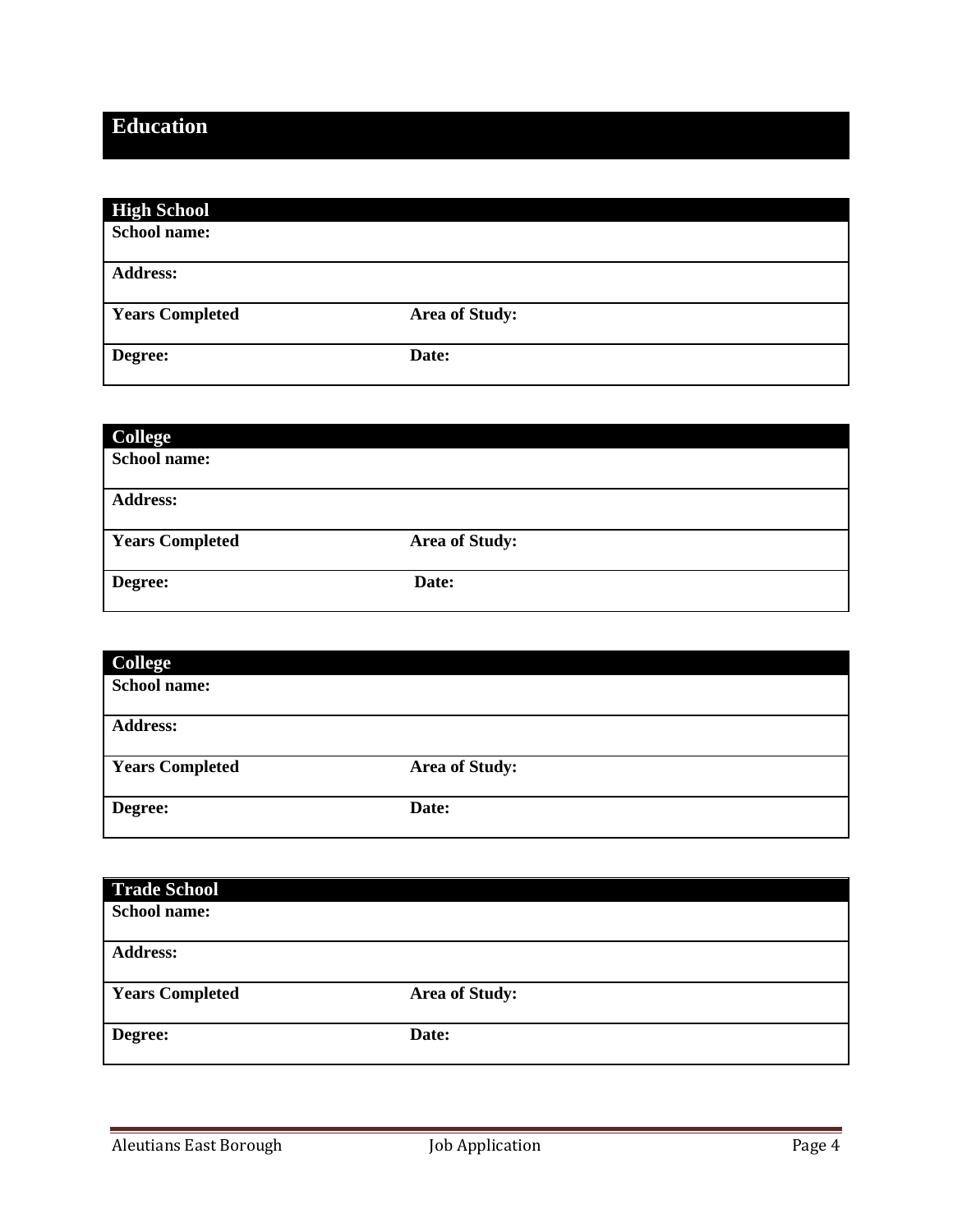## Education

| High School | |
|---|---|
| **School name:** | |
| **Address:** | |
| **Years Completed** | **Area of Study:** |
| **Degree:** | **Date:** |

| College | |
|---|---|
| **School name:** | |
| **Address:** | |
| **Years Completed** | **Area of Study:** |
| **Degree:** | **Date:** |

| College | |
|---|---|
| **School name:** | |
| **Address:** | |
| **Years Completed** | **Area of Study:** |
| **Degree:** | **Date:** |

| Trade School | |
|---|---|
| **School name:** | |
| **Address:** | |
| **Years Completed** | **Area of Study:** |
| **Degree:** | **Date:** |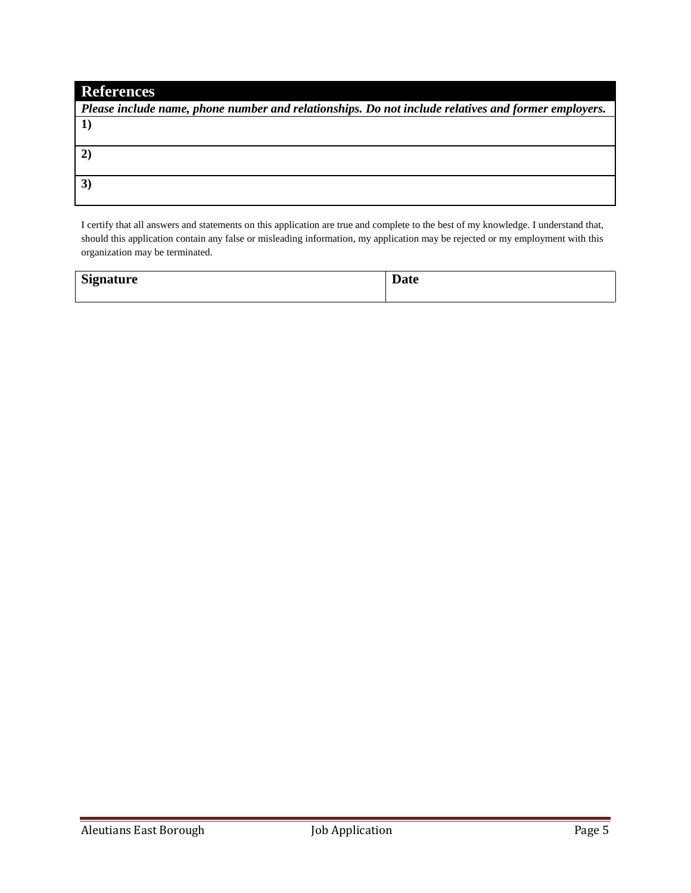## References

***Please include name, phone number and relationships. Do not include relatives and former employers.***

| |
|---|
| **1)** |
| **2)** |
| **3)** |

I certify that all answers and statements on this application are true and complete to the best of my knowledge. I understand that, should this application contain any false or misleading information, my application may be rejected or my employment with this organization may be terminated.

| **Signature** | **Date** |
|---|---|
| | |